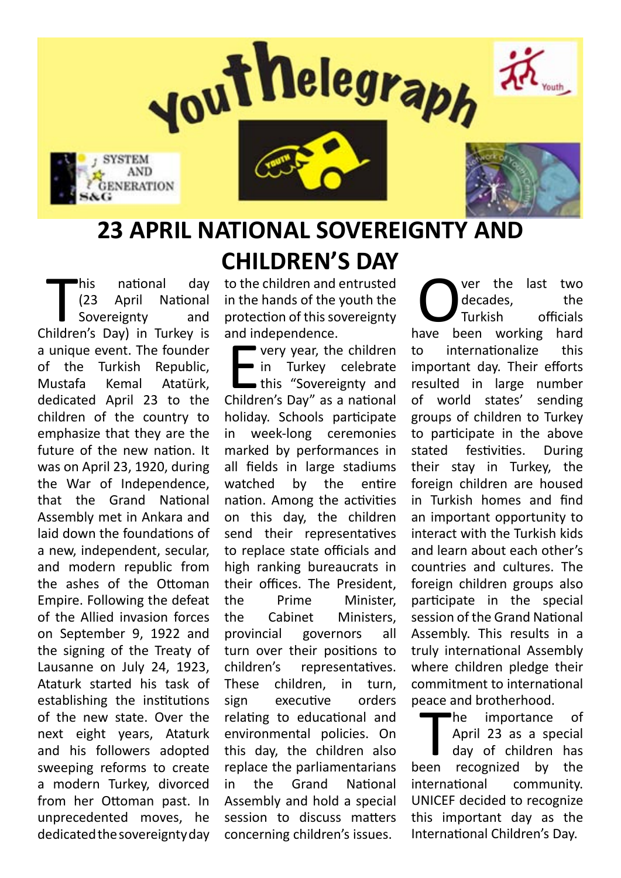# 23 APRIL NATIONAL SOVEREIGNTY AND CHILDREN'S DAY

This national day (23 April National Sovereignty and Children's Day) in Turkey is a unique event. The founder of the Turkish Republic, Mustafa Kemal Atatürk, dedicated April 23 to the children of the country to emphasize that they are the future of the new nation. It was on April 23, 1920, during the War of Independence, that the Grand National Assembly met in Ankara and laid down the foundations of a new, independent, secular, and modern republic from the ashes of the Ottoman Empire. Following the defeat of the Allied invasion forces on September 9, 1922 and the signing of the Treaty of Lausanne on July 24, 1923, Ataturk started his task of establishing the institutions of the new state. Over the next eight years, Ataturk and his followers adopted sweeping reforms to create a modern Turkey, divorced from her Ottoman past. In unprecedented moves, he dedicated the sovereignty day to the children and entrusted in the hands of the youth the protection of this sovereignty and independence.

Every year, the children in Turkey celebrate this "Sovereignty and Children's Day" as a national holiday. Schools participate in week-long ceremonies marked by performances in all fields in large stadiums watched by the entire nation. Among the activities on this day, the children send their representatives to replace state officials and high ranking bureaucrats in their offices. The President, the Prime Minister, the Cabinet Ministers, provincial governors all turn over their positions to children's representatives. These children, in turn, sign executive orders relating to educational and environmental policies. On this day, the children also replace the parliamentarians in the Grand National Assembly and hold a special session to discuss matters concerning children's issues.

Over the last two decades, the Turkish officials have been working hard to internationalize this important day. Their efforts resulted in large number of world states' sending groups of children to Turkey to participate in the above stated festivities. During their stay in Turkey, the foreign children are housed in Turkish homes and find an important opportunity to interact with the Turkish kids and learn about each other's countries and cultures. The foreign children groups also participate in the special session of the Grand National Assembly. This results in a truly international Assembly where children pledge their commitment to international peace and brotherhood.

The importance of April 23 as a special day of children has been recognized by the international community. UNICEF decided to recognize this important day as the International Children's Day.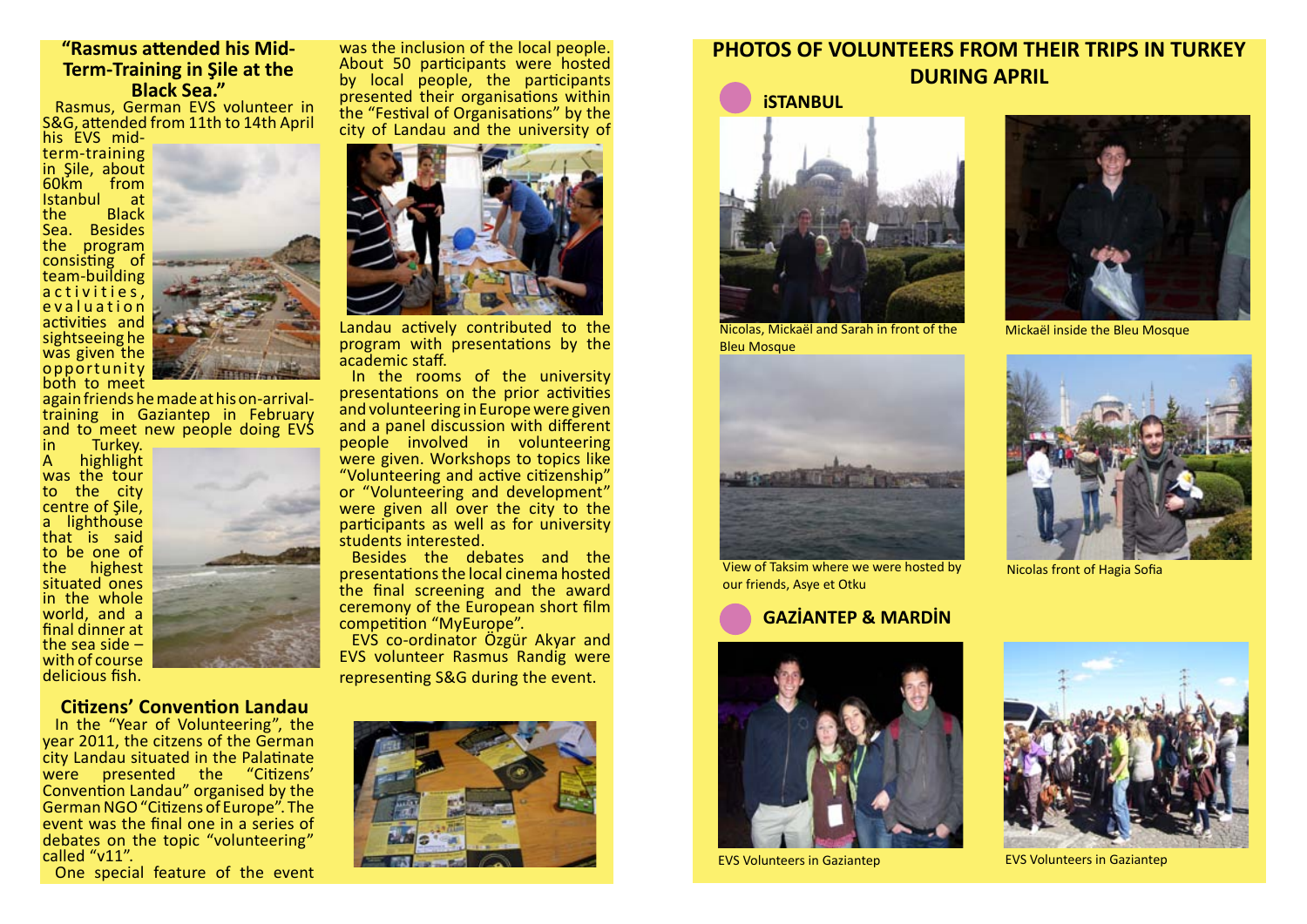### "Rasmus attended his Mid-Term-Training in Şile at the Black Sea."

Rasmus, German EVS volunteer in S&G, attended from 11th to 14th April his EVS mid-term-training in Şile, about 60km from Istanbul at the Black Sea. Besides the program consisting of team-building activities, evaluation activities and sightseeing he was given the opportunity both to meet again friends he made at his on-arrival-training in Gaziantep in February and to meet new people doing EVS in Turkey.

A highlight was the tour to the city centre of Şile, a lighthouse that is said to be one of the highest situated ones in the whole world, and a final dinner at the sea side – with of course delicious fish.

### Citizens' Convention Landau

In the "Year of Volunteering", the year 2011, the citzens of the German city Landau situated in the Palatinate were presented the "Citizens' Convention Landau" organised by the German NGO "Citizens of Europe". The event was the final one in a series of debates on the topic "volunteering" called "v11".

One special feature of the event was the inclusion of the local people. About 50 participants were hosted by local people, the participants presented their organisations within the "Festival of Organisations" by the city of Landau and the university of Landau actively contributed to the program with presentations by the academic staff.

In the rooms of the university presentations on the prior activities and volunteering in Europe were given and a panel discussion with different people involved in volunteering were given. Workshops to topics like "Volunteering and active citizenship" or "Volunteering and development" were given all over the city to the participants as well as for university students interested.

Besides the debates and the presentations the local cinema hosted the final screening and the award ceremony of the European short film competition "MyEurope".

EVS co-ordinator Özgür Akyar and EVS volunteer Rasmus Randig were representing S&G during the event.

## PHOTOS OF VOLUNTEERS FROM THEIR TRIPS IN TURKEY DURING APRIL

### İSTANBUL

Nicolas, Mickaël and Sarah in front of the Bleu Mosque

Mickaël inside the Bleu Mosque

View of Taksim where we were hosted by our friends, Asye et Otku

Nicolas front of Hagia Sofia

### GAZİANTEP & MARDİN

EVS Volunteers in Gaziantep

EVS Volunteers in Gaziantep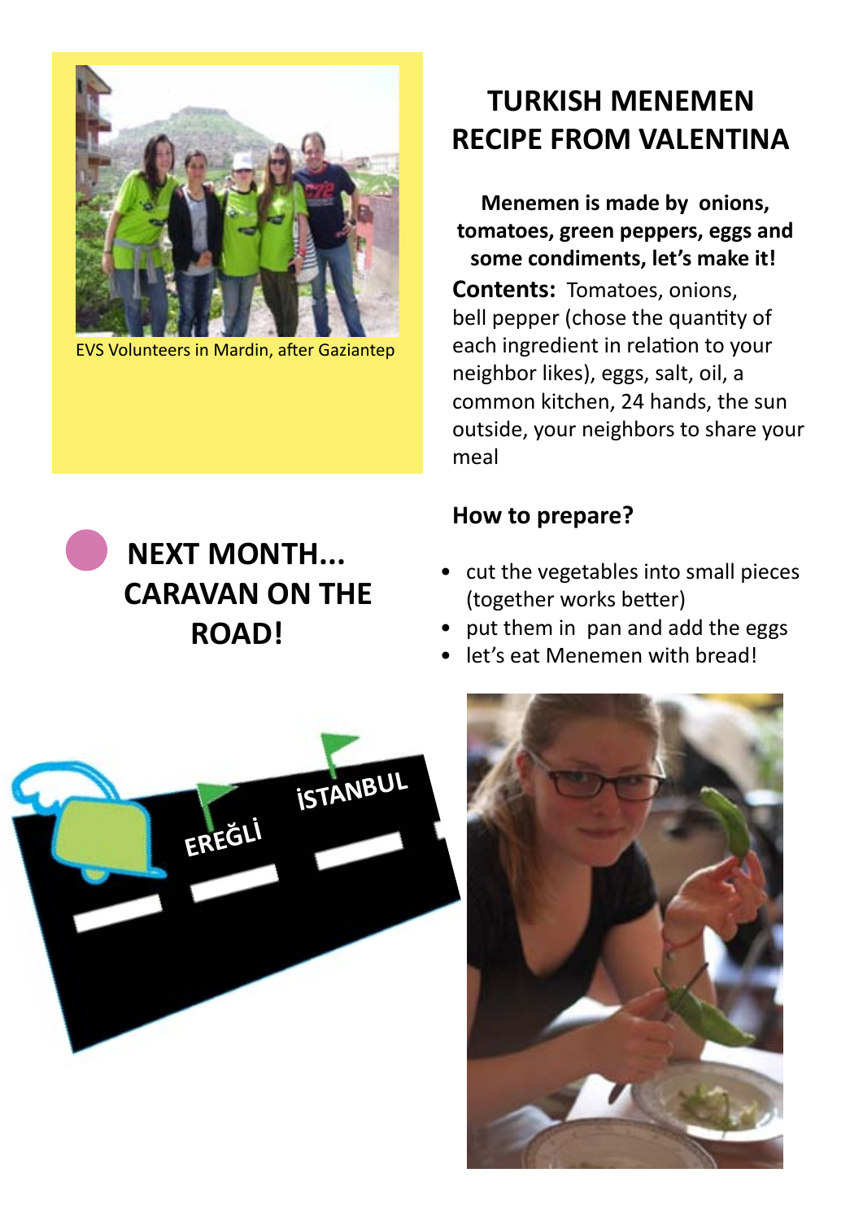EVS Volunteers in Mardin, after Gaziantep

# TURKISH MENEMEN RECIPE FROM VALENTINA

**Menemen is made by onions, tomatoes, green peppers, eggs and some condiments, let's make it!**

**Contents:** Tomatoes, onions, bell pepper (chose the quantity of each ingredient in relation to your neighbor likes), eggs, salt, oil, a common kitchen, 24 hands, the sun outside, your neighbors to share your meal

**How to prepare?**

- cut the vegetables into small pieces (together works better)
- put them in pan and add the eggs
- let's eat Menemen with bread!

## NEXT MONTH... CARAVAN ON THE ROAD!

EREĞLİ

İSTANBUL